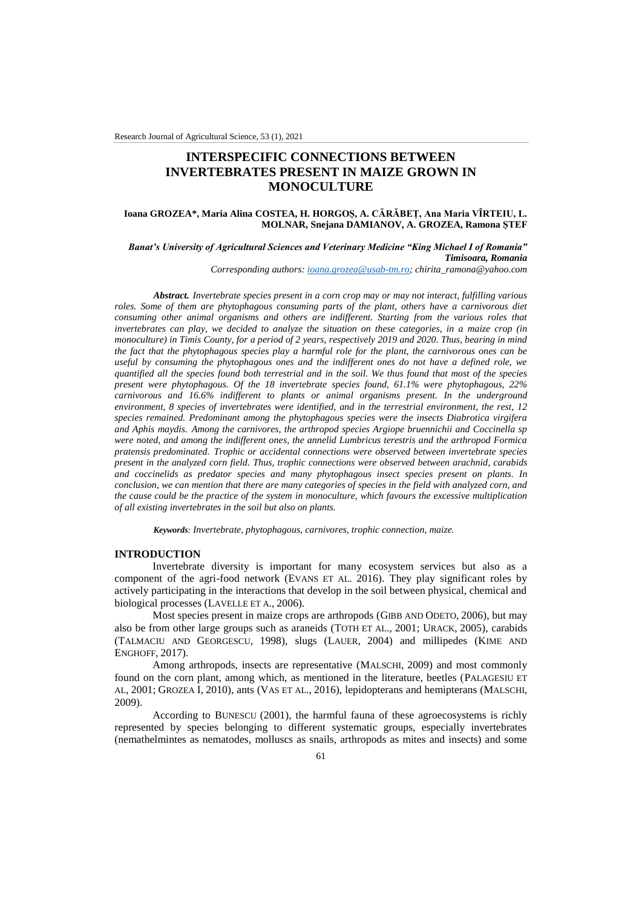# INTERSPECIFIC CONNECTIONS BETWEEN INVERTEBRATES PRESENT IN MAIZE GROWN IN MONOCULTURE

**Ioana GROZEA*, Maria Alina COSTEA, H. HORGOȘ, A. CĂRĂBEȚ, Ana Maria VÎRTEIU, L. MOLNAR, Snejana DAMIANOV, A. GROZEA, Ramona ȘTEF**

***Banat's University of Agricultural Sciences and Veterinary Medicine "King Michael I of Romania" Timisoara, Romania***

*Corresponding authors: ioana.grozea@usab-tm.ro; chirita_ramona@yahoo.com*

***Abstract.*** *Invertebrate species present in a corn crop may or may not interact, fulfilling various roles. Some of them are phytophagous consuming parts of the plant, others have a carnivorous diet consuming other animal organisms and others are indifferent. Starting from the various roles that invertebrates can play, we decided to analyze the situation on these categories, in a maize crop (in monoculture) in Timis County, for a period of 2 years, respectively 2019 and 2020. Thus, bearing in mind the fact that the phytophagous species play a harmful role for the plant, the carnivorous ones can be useful by consuming the phytophagous ones and the indifferent ones do not have a defined role, we quantified all the species found both terrestrial and in the soil. We thus found that most of the species present were phytophagous. Of the 18 invertebrate species found, 61.1% were phytophagous, 22% carnivorous and 16.6% indifferent to plants or animal organisms present. In the underground environment, 8 species of invertebrates were identified, and in the terrestrial environment, the rest, 12 species remained. Predominant among the phytophagous species were the insects Diabrotica virgifera and Aphis maydis. Among the carnivores, the arthropod species Argiope bruennichii and Coccinella sp were noted, and among the indifferent ones, the annelid Lumbricus terestris and the arthropod Formica pratensis predominated. Trophic or accidental connections were observed between invertebrate species present in the analyzed corn field. Thus, trophic connections were observed between arachnid, carabids and coccinelids as predator species and many phytophagous insect species present on plants. In conclusion, we can mention that there are many categories of species in the field with analyzed corn, and the cause could be the practice of the system in monoculture, which favours the excessive multiplication of all existing invertebrates in the soil but also on plants.*

***Keywords****: Invertebrate, phytophagous, carnivores, trophic connection, maize.*

## INTRODUCTION

Invertebrate diversity is important for many ecosystem services but also as a component of the agri-food network (EVANS ET AL. 2016). They play significant roles by actively participating in the interactions that develop in the soil between physical, chemical and biological processes (LAVELLE ET A., 2006).

Most species present in maize crops are arthropods (GIBB AND ODETO, 2006), but may also be from other large groups such as araneids (TOTH ET AL., 2001; URACK, 2005), carabids (TALMACIU AND GEORGESCU, 1998), slugs (LAUER, 2004) and millipedes (KIME AND ENGHOFF, 2017).

Among arthropods, insects are representative (MALSCHI, 2009) and most commonly found on the corn plant, among which, as mentioned in the literature, beetles (PALAGESIU ET AL, 2001; GROZEA I, 2010), ants (VAS ET AL., 2016), lepidopterans and hemipterans (MALSCHI, 2009).

According to BUNESCU (2001), the harmful fauna of these agroecosystems is richly represented by species belonging to different systematic groups, especially invertebrates (nemathelmintes as nematodes, molluscs as snails, arthropods as mites and insects) and some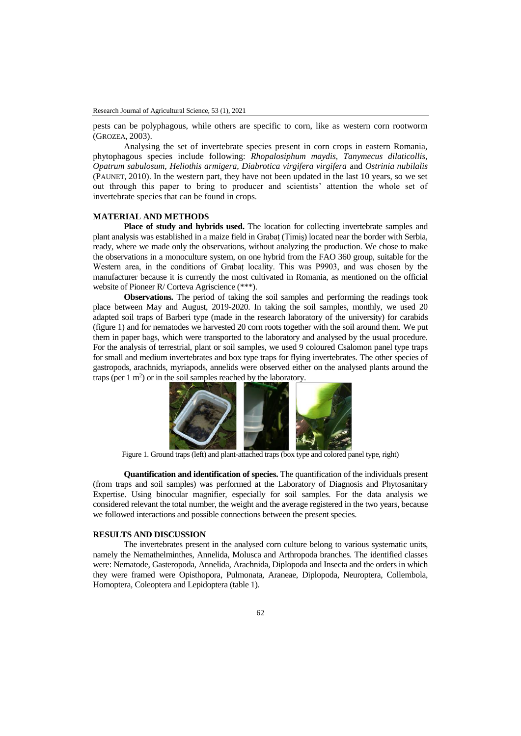pests can be polyphagous, while others are specific to corn, like as western corn rootworm (GROZEA, 2003).

Analysing the set of invertebrate species present in corn crops in eastern Romania, phytophagous species include following: *Rhopalosiphum maydis, Tanymecus dilaticollis, Opatrum sabulosum, Heliothis armigera, Diabrotica virgifera virgifera* and *Ostrinia nubilalis* (PAUNET, 2010). In the western part, they have not been updated in the last 10 years, so we set out through this paper to bring to producer and scientists' attention the whole set of invertebrate species that can be found in crops.

## MATERIAL AND METHODS

**Place of study and hybrids used.** The location for collecting invertebrate samples and plant analysis was established in a maize field in Grabaț (Timiș) located near the border with Serbia, ready, where we made only the observations, without analyzing the production. We chose to make the observations in a monoculture system, on one hybrid from the FAO 360 group, suitable for the Western area, in the conditions of Grabaț locality. This was P9903, and was chosen by the manufacturer because it is currently the most cultivated in Romania, as mentioned on the official website of Pioneer R/ Corteva Agriscience (***).

**Observations.** The period of taking the soil samples and performing the readings took place between May and August, 2019-2020. In taking the soil samples, monthly, we used 20 adapted soil traps of Barberi type (made in the research laboratory of the university) for carabids (figure 1) and for nematodes we harvested 20 corn roots together with the soil around them. We put them in paper bags, which were transported to the laboratory and analysed by the usual procedure. For the analysis of terrestrial, plant or soil samples, we used 9 coloured Csalomon panel type traps for small and medium invertebrates and box type traps for flying invertebrates. The other species of gastropods, arachnids, myriapods, annelids were observed either on the analysed plants around the traps (per 1 $m^2$) or in the soil samples reached by the laboratory.

Figure 1. Ground traps (left) and plant-attached traps (box type and colored panel type, right)

**Quantification and identification of species.** The quantification of the individuals present (from traps and soil samples) was performed at the Laboratory of Diagnosis and Phytosanitary Expertise. Using binocular magnifier, especially for soil samples. For the data analysis we considered relevant the total number, the weight and the average registered in the two years, because we followed interactions and possible connections between the present species.

## RESULTS AND DISCUSSION

The invertebrates present in the analysed corn culture belong to various systematic units, namely the Nemathelminthes, Annelida, Molusca and Arthropoda branches. The identified classes were: Nematode, Gasteropoda, Annelida, Arachnida, Diplopoda and Insecta and the orders in which they were framed were Opisthopora, Pulmonata, Araneae, Diplopoda, Neuroptera, Collembola, Homoptera, Coleoptera and Lepidoptera (table 1).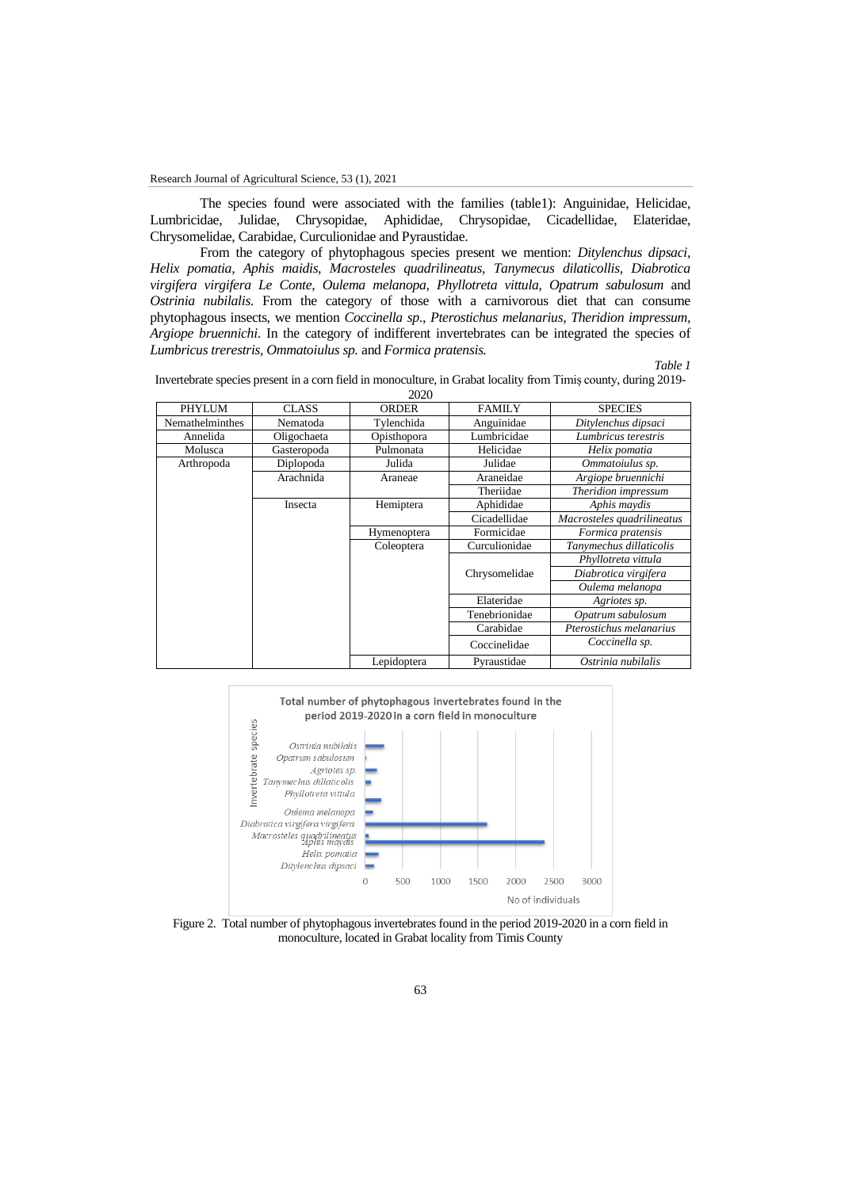The species found were associated with the families (table1): Anguinidae, Helicidae, Lumbricidae, Julidae, Chrysopidae, Aphididae, Chrysopidae, Cicadellidae, Elateridae, Chrysomelidae, Carabidae, Curculionidae and Pyraustidae.

From the category of phytophagous species present we mention: *Ditylenchus dipsaci, Helix pomatia, Aphis maidis, Macrosteles quadrilineatus, Tanymecus dilaticollis, Diabrotica virgifera virgifera Le Conte, Oulema melanopa, Phyllotreta vittula, Opatrum sabulosum* and *Ostrinia nubilalis.* From the category of those with a carnivorous diet that can consume phytophagous insects, we mention *Coccinella sp*., *Pterostichus melanarius, Theridion impressum, Argiope bruennichi.* In the category of indifferent invertebrates can be integrated the species of *Lumbricus trerestris, Ommatoiulus sp.* and *Formica pratensis.*

*Table 1*

Invertebrate species present in a corn field in monoculture, in Grabat locality from Timiș county, during 2019-2020

| PHYLUM | CLASS | ORDER | FAMILY | SPECIES |
|---|---|---|---|---|
| Nemathelminthes | Nematoda | Tylenchida | Anguinidae | *Ditylenchus dipsaci* |
| Annelida | Oligochaeta | Opisthopora | Lumbricidae | *Lumbricus terestris* |
| Molusca | Gasteropoda | Pulmonata | Helicidae | *Helix pomatia* |
| Arthropoda | Diplopoda | Julida | Julidae | *Ommatoiulus sp.* |
| | Arachnida | Araneae | Araneidae | *Argiope bruennichi* |
| | | | Theriidae | *Theridion impressum* |
| | Insecta | Hemiptera | Aphididae | *Aphis maydis* |
| | | | Cicadellidae | *Macrosteles quadrilineatus* |
| | | Hymenoptera | Formicidae | *Formica pratensis* |
| | | Coleoptera | Curculionidae | *Tanymechus dillaticolis* |
| | | | Chrysomelidae | *Phyllotreta vittula* |
| | | | | *Diabrotica virgifera* |
| | | | | *Oulema melanopa* |
| | | | Elateridae | *Agriotes sp.* |
| | | | Tenebrionidae | *Opatrum sabulosum* |
| | | | Carabidae | *Pterostichus melanarius* |
| | | | Coccinelidae | *Coccinella sp.* |
| | | Lepidoptera | Pyraustidae | *Ostrinia nubilalis* |

Figure 2. Total number of phytophagous invertebrates found in the period 2019-2020 in a corn field in monoculture, located in Grabat locality from Timis County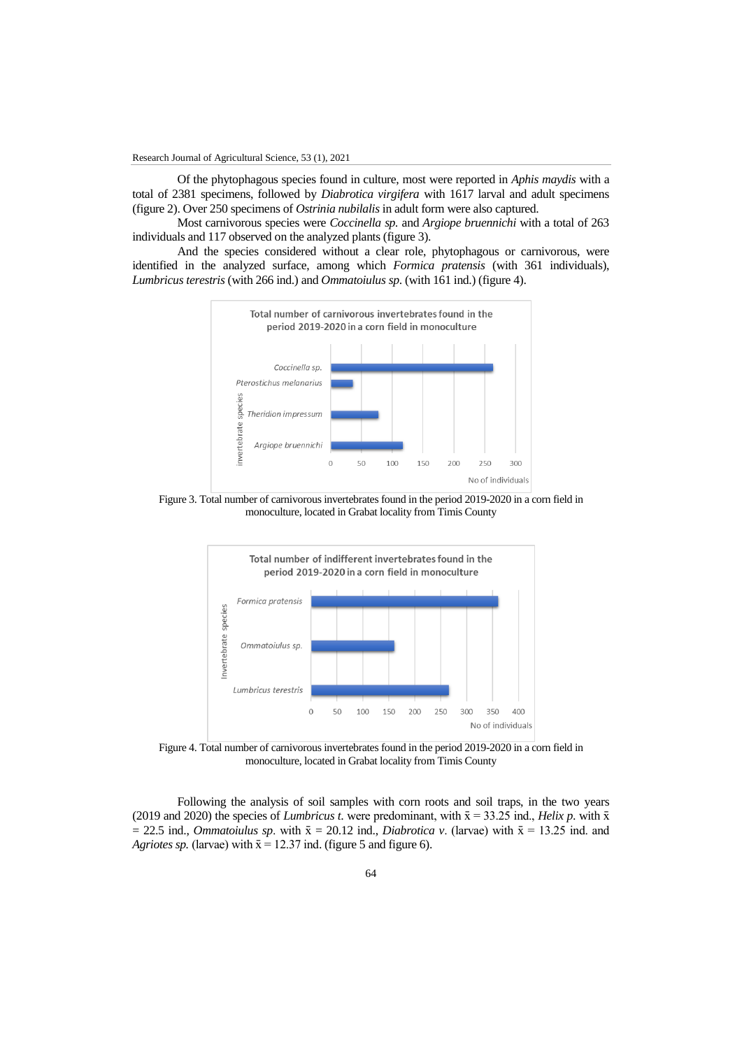Of the phytophagous species found in culture, most were reported in *Aphis maydis* with a total of 2381 specimens, followed by *Diabrotica virgifera* with 1617 larval and adult specimens (figure 2). Over 250 specimens of *Ostrinia nubilalis* in adult form were also captured.

Most carnivorous species were *Coccinella sp.* and *Argiope bruennichi* with a total of 263 individuals and 117 observed on the analyzed plants (figure 3).

And the species considered without a clear role, phytophagous or carnivorous, were identified in the analyzed surface, among which *Formica pratensis* (with 361 individuals), *Lumbricus terestris* (with 266 ind.) and *Ommatoiulus sp*. (with 161 ind.) (figure 4).

Figure 3. Total number of carnivorous invertebrates found in the period 2019-2020 in a corn field in monoculture, located in Grabat locality from Timis County

Figure 4. Total number of carnivorous invertebrates found in the period 2019-2020 in a corn field in monoculture, located in Grabat locality from Timis County

Following the analysis of soil samples with corn roots and soil traps, in the two years (2019 and 2020) the species of *Lumbricus t.* were predominant, with $\bar{x} = 33.25$ ind., *Helix p.* with $\bar{x} = 22.5$ ind., *Ommatoiulus sp*. with $\bar{x} = 20.12$ ind., *Diabrotica v*. (larvae) with $\bar{x} = 13.25$ ind. and *Agriotes sp.* (larvae) with $\bar{x} = 12.37$ ind. (figure 5 and figure 6).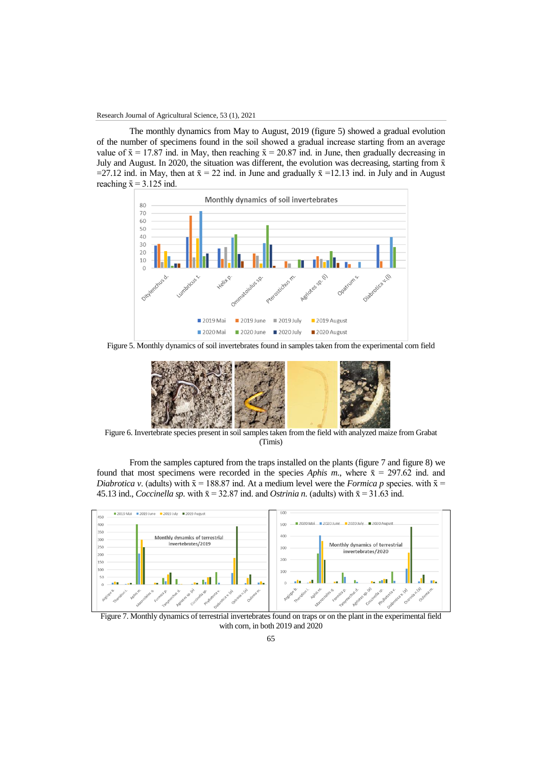The monthly dynamics from May to August, 2019 (figure 5) showed a gradual evolution of the number of specimens found in the soil showed a gradual increase starting from an average value of $\bar{x}$ = 17.87 ind. in May, then reaching $\bar{x}$ = 20.87 ind. in June, then gradually decreasing in July and August. In 2020, the situation was different, the evolution was decreasing, starting from $\bar{x}$ =27.12 ind. in May, then at $\bar{x}$ = 22 ind. in June and gradually $\bar{x}$ =12.13 ind. in July and in August reaching $\bar{x}$ = 3.125 ind.

Figure 5. Monthly dynamics of soil invertebrates found in samples taken from the experimental corn field

Figure 6. Invertebrate species present in soil samples taken from the field with analyzed maize from Grabat (Timis)

From the samples captured from the traps installed on the plants (figure 7 and figure 8) we found that most specimens were recorded in the species *Aphis m.*, where $\bar{x}$ = 297.62 ind. and *Diabrotica v.* (adults) with $\bar{x}$ = 188.87 ind. At a medium level were the *Formica p* species. with $\bar{x}$ = 45.13 ind., *Coccinella sp.* with $\bar{x}$ = 32.87 ind. and *Ostrinia n.* (adults) with $\bar{x}$ = 31.63 ind.

Figure 7. Monthly dynamics of terrestrial invertebrates found on traps or on the plant in the experimental field with corn, in both 2019 and 2020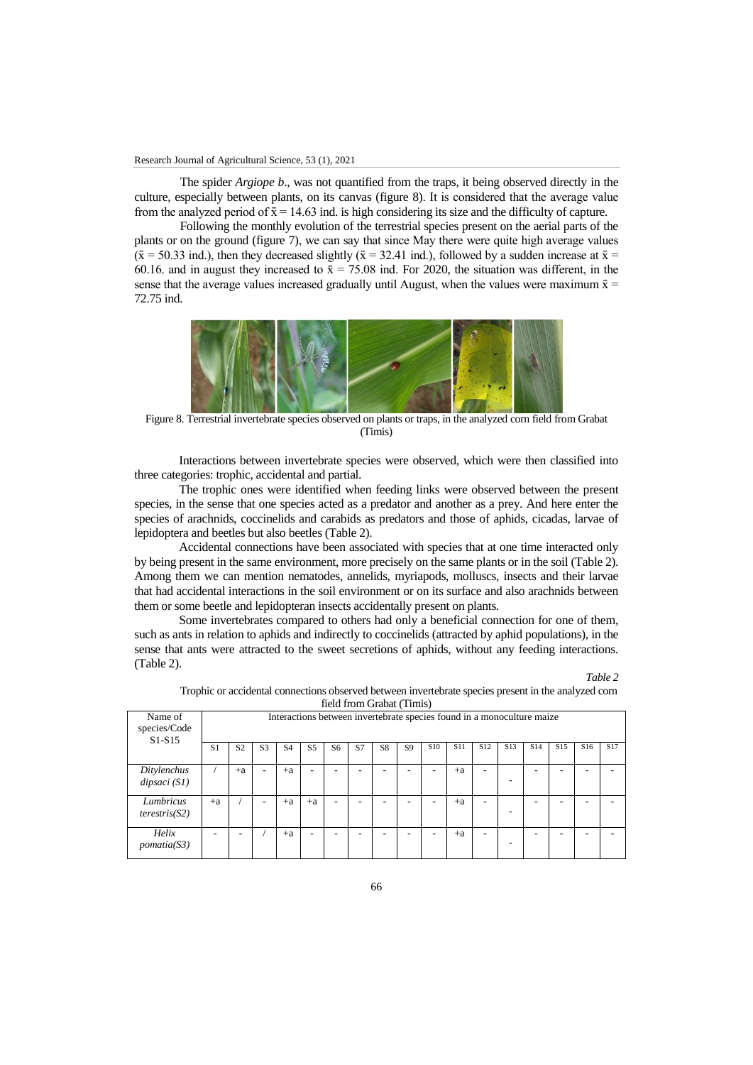The spider *Argiope b*., was not quantified from the traps, it being observed directly in the culture, especially between plants, on its canvas (figure 8). It is considered that the average value from the analyzed period of $\bar{x} = 14.63$ ind. is high considering its size and the difficulty of capture.

Following the monthly evolution of the terrestrial species present on the aerial parts of the plants or on the ground (figure 7), we can say that since May there were quite high average values ($\bar{x} = 50.33$ ind.), then they decreased slightly ($\bar{x} = 32.41$ ind.), followed by a sudden increase at $\bar{x} = 60.16$. and in august they increased to $\bar{x} = 75.08$ ind. For 2020, the situation was different, in the sense that the average values increased gradually until August, when the values were maximum $\bar{x} = 72.75$ ind.

Figure 8. Terrestrial invertebrate species observed on plants or traps, in the analyzed corn field from Grabat (Timis)

Interactions between invertebrate species were observed, which were then classified into three categories: trophic, accidental and partial.

The trophic ones were identified when feeding links were observed between the present species, in the sense that one species acted as a predator and another as a prey. And here enter the species of arachnids, coccinelids and carabids as predators and those of aphids, cicadas, larvae of lepidoptera and beetles but also beetles (Table 2).

Accidental connections have been associated with species that at one time interacted only by being present in the same environment, more precisely on the same plants or in the soil (Table 2). Among them we can mention nematodes, annelids, myriapods, molluscs, insects and their larvae that had accidental interactions in the soil environment or on its surface and also arachnids between them or some beetle and lepidopteran insects accidentally present on plants.

Some invertebrates compared to others had only a beneficial connection for one of them, such as ants in relation to aphids and indirectly to coccinelids (attracted by aphid populations), in the sense that ants were attracted to the sweet secretions of aphids, without any feeding interactions. (Table 2).

*Table 2*

Trophic or accidental connections observed between invertebrate species present in the analyzed corn field from Grabat (Timis)

| Name of species/Code S1-S15 | Interactions between invertebrate species found in a monoculture maize | | | | | | | | | | | | | | | | |
|---|---|---|---|---|---|---|---|---|---|---|---|---|---|---|---|---|---|
| | S1 | S2 | S3 | S4 | S5 | S6 | S7 | S8 | S9 | S10 | S11 | S12 | S13 | S14 | S15 | S16 | S17 |
| *Ditylenchus dipsaci (S1)* | / | +a | - | +a | - | - | - | - | - | - | +a | - | - | - | - | - | - |
| *Lumbricus terestris(S2)* | +a | / | - | +a | +a | - | - | - | - | - | +a | - | - | - | - | - | - |
| *Helix pomatia(S3)* | - | - | / | +a | - | - | - | - | - | - | +a | - | - | - | - | - | - |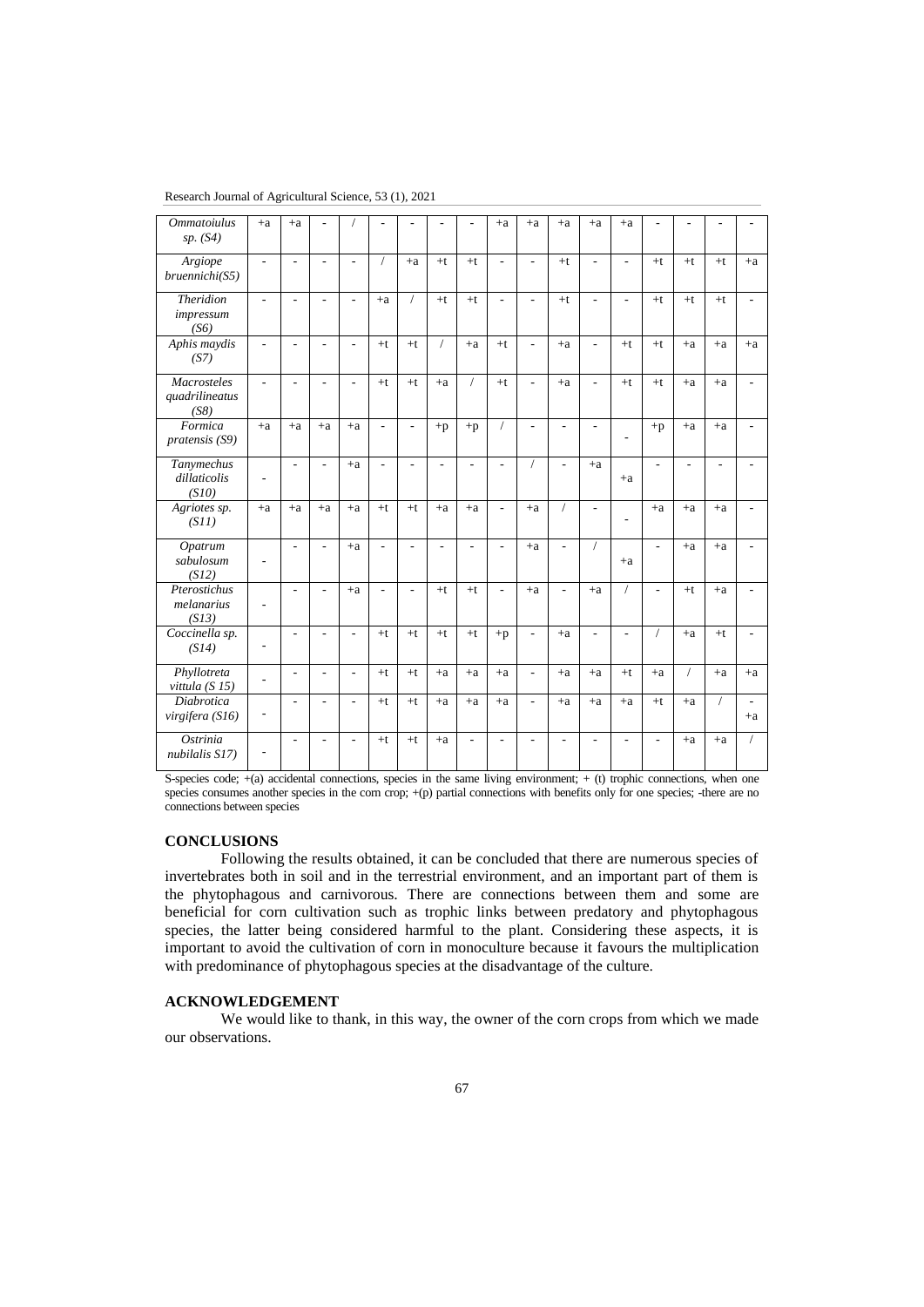| | | | | | | | | | | | | | | | | | |
|---|---|---|---|---|---|---|---|---|---|---|---|---|---|---|---|---|---|
| *Ommatoiulus sp. (S4)* | +a | +a | - | / | - | - | - | - | +a | +a | +a | +a | +a | - | - | - | - |
| *Argiope bruennichi(S5)* | - | - | - | - | / | +a | +t | +t | - | - | +t | - | - | +t | +t | +t | +a |
| *Theridion impressum (S6)* | - | - | - | - | +a | / | +t | +t | - | - | +t | - | - | +t | +t | +t | - |
| *Aphis maydis (S7)* | - | - | - | - | +t | +t | / | +a | +t | - | +a | - | +t | +t | +a | +a | +a |
| *Macrosteles quadrilineatus (S8)* | - | - | - | - | +t | +t | +a | / | +t | - | +a | - | +t | +t | +a | +a | - |
| *Formica pratensis (S9)* | +a | +a | +a | +a | - | - | +p | +p | / | - | - | - | - | +p | +a | +a | - |
| *Tanymechus dillaticolis (S10)* | - | - | - | +a | - | - | - | - | - | / | - | +a | +a | - | - | - | - |
| *Agriotes sp. (S11)* | +a | +a | +a | +a | +t | +t | +a | +a | - | +a | / | - | - | +a | +a | +a | - |
| *Opatrum sabulosum (S12)* | - | - | - | +a | - | - | - | - | - | +a | - | / | +a | - | +a | +a | - |
| *Pterostichus melanarius (S13)* | - | - | - | +a | - | - | +t | +t | - | +a | - | +a | / | - | +t | +a | - |
| *Coccinella sp. (S14)* | - | - | - | - | +t | +t | +t | +t | +p | - | +a | - | - | / | +a | +t | - |
| *Phyllotreta vittula (S 15)* | - | - | - | - | +t | +t | +a | +a | +a | - | +a | +a | +t | +a | / | +a | +a |
| *Diabrotica virgifera (S16)* | - | - | - | - | +t | +t | +a | +a | +a | - | +a | +a | +a | +t | +a | / | - +a |
| *Ostrinia nubilalis S17)* | - | - | - | - | +t | +t | +a | - | - | - | - | - | - | - | +a | +a | / |

S-species code; +(a) accidental connections, species in the same living environment; + (t) trophic connections, when one species consumes another species in the corn crop; +(p) partial connections with benefits only for one species; -there are no connections between species

## CONCLUSIONS

Following the results obtained, it can be concluded that there are numerous species of invertebrates both in soil and in the terrestrial environment, and an important part of them is the phytophagous and carnivorous. There are connections between them and some are beneficial for corn cultivation such as trophic links between predatory and phytophagous species, the latter being considered harmful to the plant. Considering these aspects, it is important to avoid the cultivation of corn in monoculture because it favours the multiplication with predominance of phytophagous species at the disadvantage of the culture.

## ACKNOWLEDGEMENT

We would like to thank, in this way, the owner of the corn crops from which we made our observations.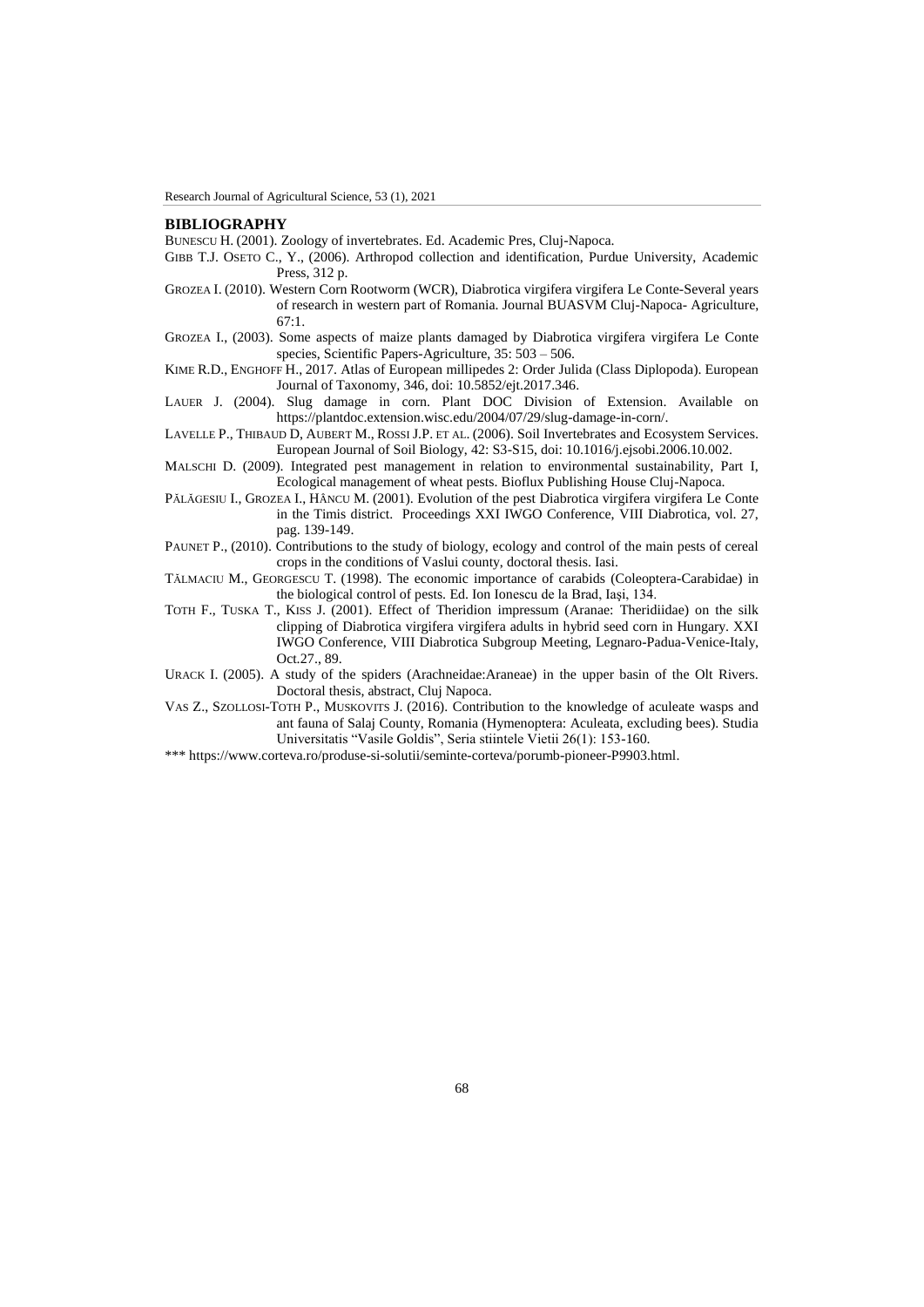## BIBLIOGRAPHY

BUNESCU H. (2001). Zoology of invertebrates. Ed. Academic Pres, Cluj-Napoca.

GIBB T.J. OSETO C., Y., (2006). Arthropod collection and identification, Purdue University, Academic Press, 312 p.

GROZEA I. (2010). Western Corn Rootworm (WCR), Diabrotica virgifera virgifera Le Conte-Several years of research in western part of Romania. Journal BUASVM Cluj-Napoca- Agriculture, 67:1.

GROZEA I., (2003). Some aspects of maize plants damaged by Diabrotica virgifera virgifera Le Conte species, Scientific Papers-Agriculture, 35: 503 – 506.

KIME R.D., ENGHOFF H., 2017. Atlas of European millipedes 2: Order Julida (Class Diplopoda). European Journal of Taxonomy, 346, doi: 10.5852/ejt.2017.346.

LAUER J. (2004). Slug damage in corn. Plant DOC Division of Extension. Available on https://plantdoc.extension.wisc.edu/2004/07/29/slug-damage-in-corn/.

LAVELLE P., THIBAUD D, AUBERT M., ROSSI J.P. ET AL. (2006). Soil Invertebrates and Ecosystem Services. European Journal of Soil Biology, 42: S3-S15, doi: 10.1016/j.ejsobi.2006.10.002.

MALSCHI D. (2009). Integrated pest management in relation to environmental sustainability, Part I, Ecological management of wheat pests. Bioflux Publishing House Cluj-Napoca.

PĂLĂGESIU I., GROZEA I., HÂNCU M. (2001). Evolution of the pest Diabrotica virgifera virgifera Le Conte in the Timis district. Proceedings XXI IWGO Conference, VIII Diabrotica, vol. 27, pag. 139-149.

PAUNET P., (2010). Contributions to the study of biology, ecology and control of the main pests of cereal crops in the conditions of Vaslui county, doctoral thesis. Iasi.

TĂLMACIU M., GEORGESCU T. (1998). The economic importance of carabids (Coleoptera-Carabidae) in the biological control of pests. Ed. Ion Ionescu de la Brad, Iaşi, 134.

TOTH F., TUSKA T., KISS J. (2001). Effect of Theridion impressum (Aranae: Theridiidae) on the silk clipping of Diabrotica virgifera virgifera adults in hybrid seed corn in Hungary. XXI IWGO Conference, VIII Diabrotica Subgroup Meeting, Legnaro-Padua-Venice-Italy, Oct.27., 89.

URACK I. (2005). A study of the spiders (Arachneidae:Araneae) in the upper basin of the Olt Rivers. Doctoral thesis, abstract, Cluj Napoca.

VAS Z., SZOLLOSI-TOTH P., MUSKOVITS J. (2016). Contribution to the knowledge of aculeate wasps and ant fauna of Salaj County, Romania (Hymenoptera: Aculeata, excluding bees). Studia Universitatis "Vasile Goldis", Seria stiintele Vietii 26(1): 153-160.

*** https://www.corteva.ro/produse-si-solutii/seminte-corteva/porumb-pioneer-P9903.html.